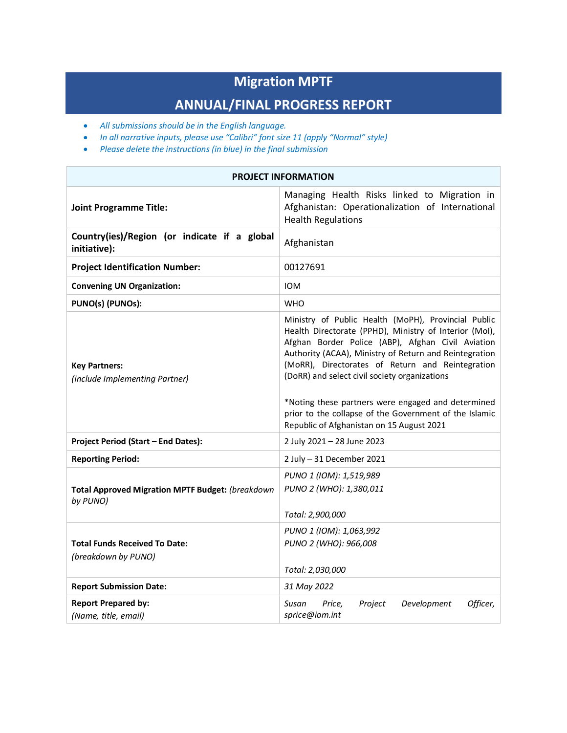# Migration MPTF

# ANNUAL/FINAL PROGRESS REPORT

- *All submissions should be in the English language.*
- *In all narrative inputs, please use "Calibri" font size 11 (apply "Normal" style)*
- *Please delete the instructions (in blue) in the final submission*

| PROJECT INFORMATION | |
|---|---|
| **Joint Programme Title:** | Managing Health Risks linked to Migration in Afghanistan: Operationalization of International Health Regulations |
| **Country(ies)/Region (or indicate if a global initiative):** | Afghanistan |
| **Project Identification Number:** | 00127691 |
| **Convening UN Organization:** | IOM |
| **PUNO(s) (PUNOs):** | WHO |
| **Key Partners:** *(include Implementing Partner)* | Ministry of Public Health (MoPH), Provincial Public Health Directorate (PPHD), Ministry of Interior (MoI), Afghan Border Police (ABP), Afghan Civil Aviation Authority (ACAA), Ministry of Return and Reintegration (MoRR), Directorates of Return and Reintegration (DoRR) and select civil society organizations<br><br>*Noting these partners were engaged and determined prior to the collapse of the Government of the Islamic Republic of Afghanistan on 15 August 2021 |
| **Project Period (Start – End Dates):** | 2 July 2021 – 28 June 2023 |
| **Reporting Period:** | 2 July – 31 December 2021 |
| **Total Approved Migration MPTF Budget:** *(breakdown by PUNO)* | *PUNO 1 (IOM): 1,519,989*<br>*PUNO 2 (WHO): 1,380,011*<br><br>*Total: 2,900,000* |
| **Total Funds Received To Date:** *(breakdown by PUNO)* | *PUNO 1 (IOM): 1,063,992*<br>*PUNO 2 (WHO): 966,008*<br><br>*Total: 2,030,000* |
| **Report Submission Date:** | *31 May 2022* |
| **Report Prepared by:** *(Name, title, email)* | *Susan Price, Project Development Officer, sprice@iom.int* |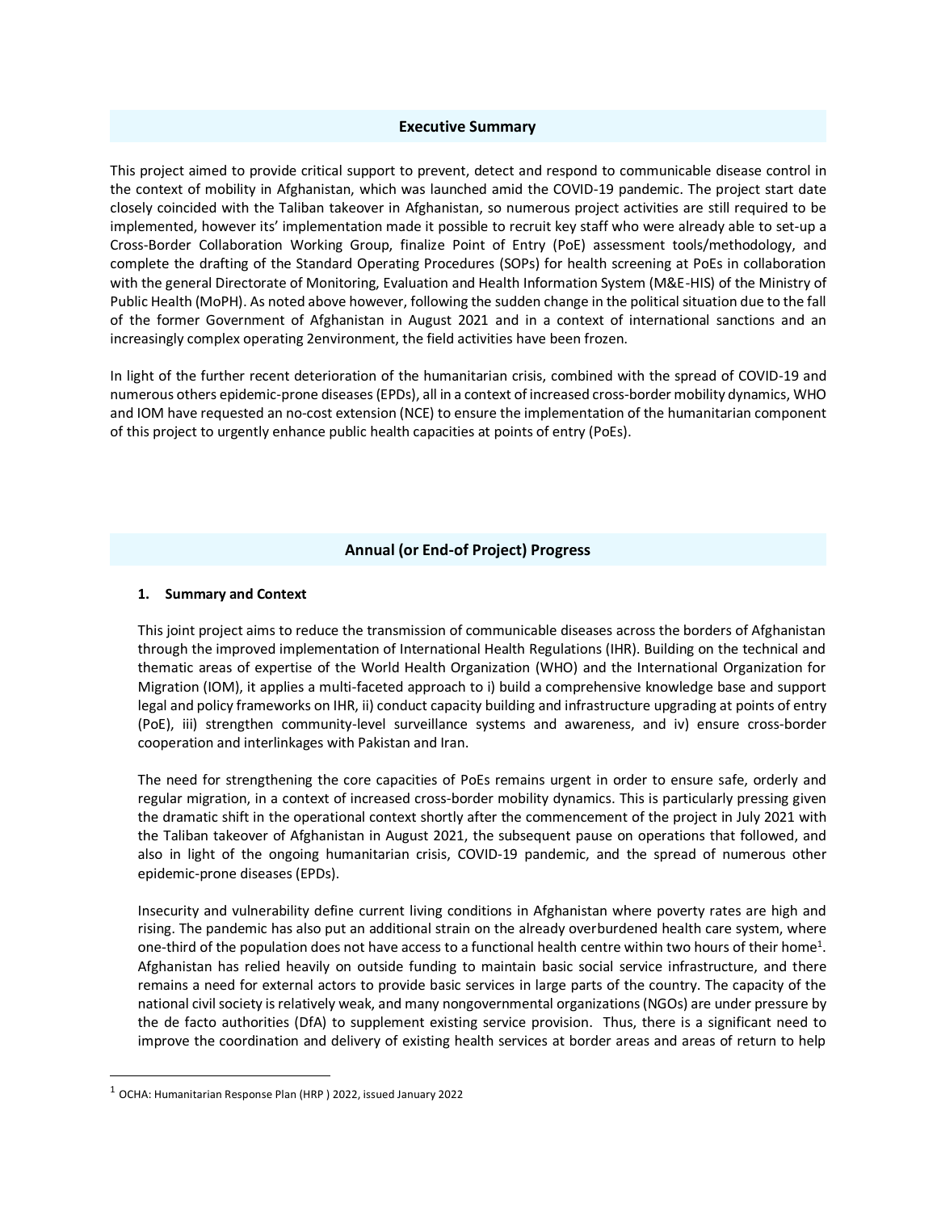## Executive Summary

This project aimed to provide critical support to prevent, detect and respond to communicable disease control in the context of mobility in Afghanistan, which was launched amid the COVID-19 pandemic. The project start date closely coincided with the Taliban takeover in Afghanistan, so numerous project activities are still required to be implemented, however its' implementation made it possible to recruit key staff who were already able to set-up a Cross-Border Collaboration Working Group, finalize Point of Entry (PoE) assessment tools/methodology, and complete the drafting of the Standard Operating Procedures (SOPs) for health screening at PoEs in collaboration with the general Directorate of Monitoring, Evaluation and Health Information System (M&E-HIS) of the Ministry of Public Health (MoPH). As noted above however, following the sudden change in the political situation due to the fall of the former Government of Afghanistan in August 2021 and in a context of international sanctions and an increasingly complex operating 2environment, the field activities have been frozen.

In light of the further recent deterioration of the humanitarian crisis, combined with the spread of COVID-19 and numerous others epidemic-prone diseases (EPDs), all in a context of increased cross-border mobility dynamics, WHO and IOM have requested an no-cost extension (NCE) to ensure the implementation of the humanitarian component of this project to urgently enhance public health capacities at points of entry (PoEs).

## Annual (or End-of Project) Progress

### 1. Summary and Context

This joint project aims to reduce the transmission of communicable diseases across the borders of Afghanistan through the improved implementation of International Health Regulations (IHR). Building on the technical and thematic areas of expertise of the World Health Organization (WHO) and the International Organization for Migration (IOM), it applies a multi-faceted approach to i) build a comprehensive knowledge base and support legal and policy frameworks on IHR, ii) conduct capacity building and infrastructure upgrading at points of entry (PoE), iii) strengthen community-level surveillance systems and awareness, and iv) ensure cross-border cooperation and interlinkages with Pakistan and Iran.

The need for strengthening the core capacities of PoEs remains urgent in order to ensure safe, orderly and regular migration, in a context of increased cross-border mobility dynamics. This is particularly pressing given the dramatic shift in the operational context shortly after the commencement of the project in July 2021 with the Taliban takeover of Afghanistan in August 2021, the subsequent pause on operations that followed, and also in light of the ongoing humanitarian crisis, COVID-19 pandemic, and the spread of numerous other epidemic-prone diseases (EPDs).

Insecurity and vulnerability define current living conditions in Afghanistan where poverty rates are high and rising. The pandemic has also put an additional strain on the already overburdened health care system, where one-third of the population does not have access to a functional health centre within two hours of their home[1]. Afghanistan has relied heavily on outside funding to maintain basic social service infrastructure, and there remains a need for external actors to provide basic services in large parts of the country. The capacity of the national civil society is relatively weak, and many nongovernmental organizations (NGOs) are under pressure by the de facto authorities (DfA) to supplement existing service provision. Thus, there is a significant need to improve the coordination and delivery of existing health services at border areas and areas of return to help

---

[1] OCHA: Humanitarian Response Plan (HRP ) 2022, issued January 2022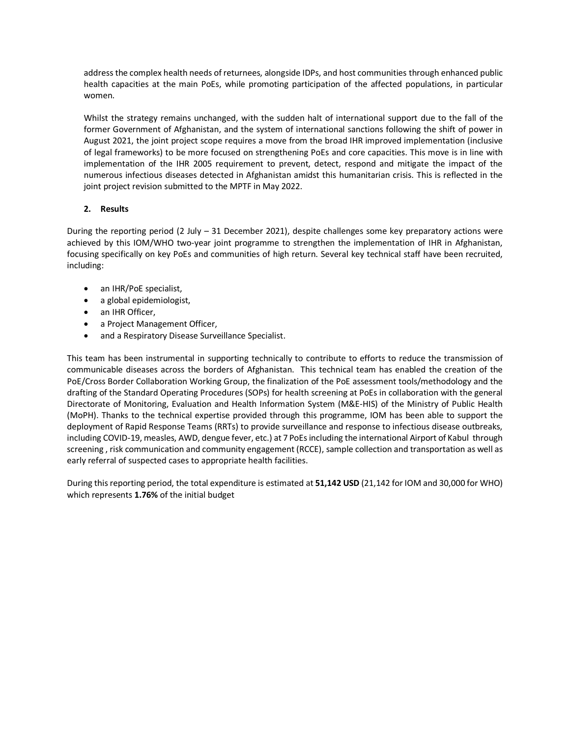address the complex health needs of returnees, alongside IDPs, and host communities through enhanced public health capacities at the main PoEs, while promoting participation of the affected populations, in particular women.

Whilst the strategy remains unchanged, with the sudden halt of international support due to the fall of the former Government of Afghanistan, and the system of international sanctions following the shift of power in August 2021, the joint project scope requires a move from the broad IHR improved implementation (inclusive of legal frameworks) to be more focused on strengthening PoEs and core capacities. This move is in line with implementation of the IHR 2005 requirement to prevent, detect, respond and mitigate the impact of the numerous infectious diseases detected in Afghanistan amidst this humanitarian crisis. This is reflected in the joint project revision submitted to the MPTF in May 2022.

## 2. Results

During the reporting period (2 July – 31 December 2021), despite challenges some key preparatory actions were achieved by this IOM/WHO two-year joint programme to strengthen the implementation of IHR in Afghanistan, focusing specifically on key PoEs and communities of high return. Several key technical staff have been recruited, including:

- an IHR/PoE specialist,
- a global epidemiologist,
- an IHR Officer,
- a Project Management Officer,
- and a Respiratory Disease Surveillance Specialist.

This team has been instrumental in supporting technically to contribute to efforts to reduce the transmission of communicable diseases across the borders of Afghanistan. This technical team has enabled the creation of the PoE/Cross Border Collaboration Working Group, the finalization of the PoE assessment tools/methodology and the drafting of the Standard Operating Procedures (SOPs) for health screening at PoEs in collaboration with the general Directorate of Monitoring, Evaluation and Health Information System (M&E-HIS) of the Ministry of Public Health (MoPH). Thanks to the technical expertise provided through this programme, IOM has been able to support the deployment of Rapid Response Teams (RRTs) to provide surveillance and response to infectious disease outbreaks, including COVID-19, measles, AWD, dengue fever, etc.) at 7 PoEs including the international Airport of Kabul through screening , risk communication and community engagement (RCCE), sample collection and transportation as well as early referral of suspected cases to appropriate health facilities.

During this reporting period, the total expenditure is estimated at **51,142 USD** (21,142 for IOM and 30,000 for WHO) which represents **1.76%** of the initial budget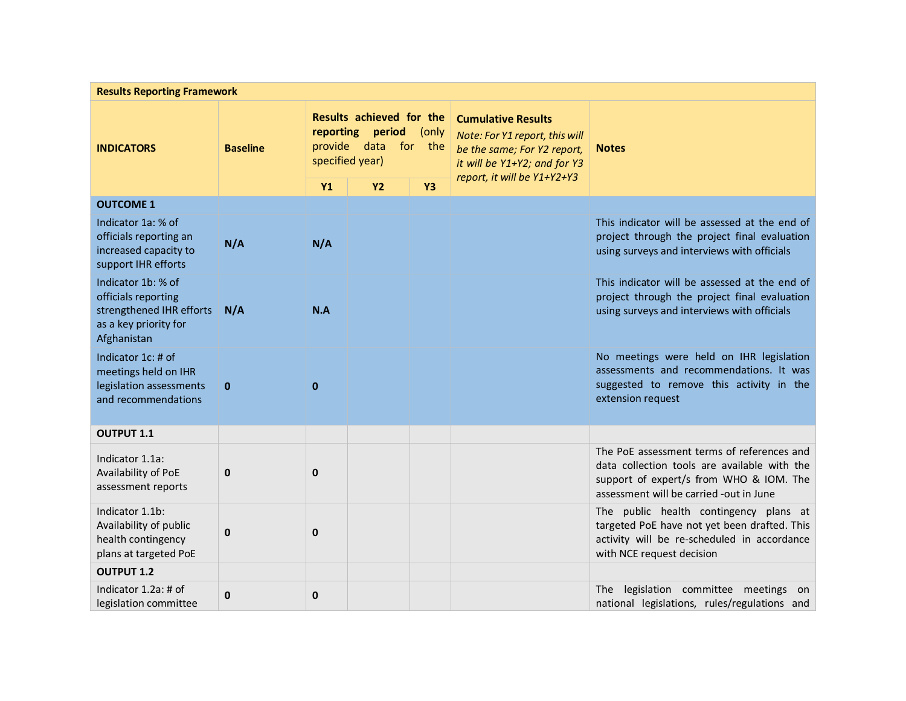| Results Reporting Framework | | | | | | |
|---|---|---|---|---|---|---|
| **INDICATORS** | **Baseline** | **Results achieved for the reporting period** (only provide data for the specified year) | | | **Cumulative Results** *Note: For Y1 report, this will be the same; For Y2 report, it will be Y1+Y2; and for Y3 report, it will be Y1+Y2+Y3* | **Notes** |
| | | **Y1** | **Y2** | **Y3** | | |
| **OUTCOME 1** | | | | | | |
| Indicator 1a: % of officials reporting an increased capacity to support IHR efforts | **N/A** | **N/A** | | | | This indicator will be assessed at the end of project through the project final evaluation using surveys and interviews with officials |
| Indicator 1b: % of officials reporting strengthened IHR efforts as a key priority for Afghanistan | **N/A** | **N.A** | | | | This indicator will be assessed at the end of project through the project final evaluation using surveys and interviews with officials |
| Indicator 1c: # of meetings held on IHR legislation assessments and recommendations | **0** | **0** | | | | No meetings were held on IHR legislation assessments and recommendations. It was suggested to remove this activity in the extension request |
| **OUTPUT 1.1** | | | | | | |
| Indicator 1.1a: Availability of PoE assessment reports | **0** | **0** | | | | The PoE assessment terms of references and data collection tools are available with the support of expert/s from WHO & IOM. The assessment will be carried -out in June |
| Indicator 1.1b: Availability of public health contingency plans at targeted PoE | **0** | **0** | | | | The public health contingency plans at targeted PoE have not yet been drafted. This activity will be re-scheduled in accordance with NCE request decision |
| **OUTPUT 1.2** | | | | | | |
| Indicator 1.2a: # of legislation committee | **0** | **0** | | | | The legislation committee meetings on national legislations, rules/regulations and |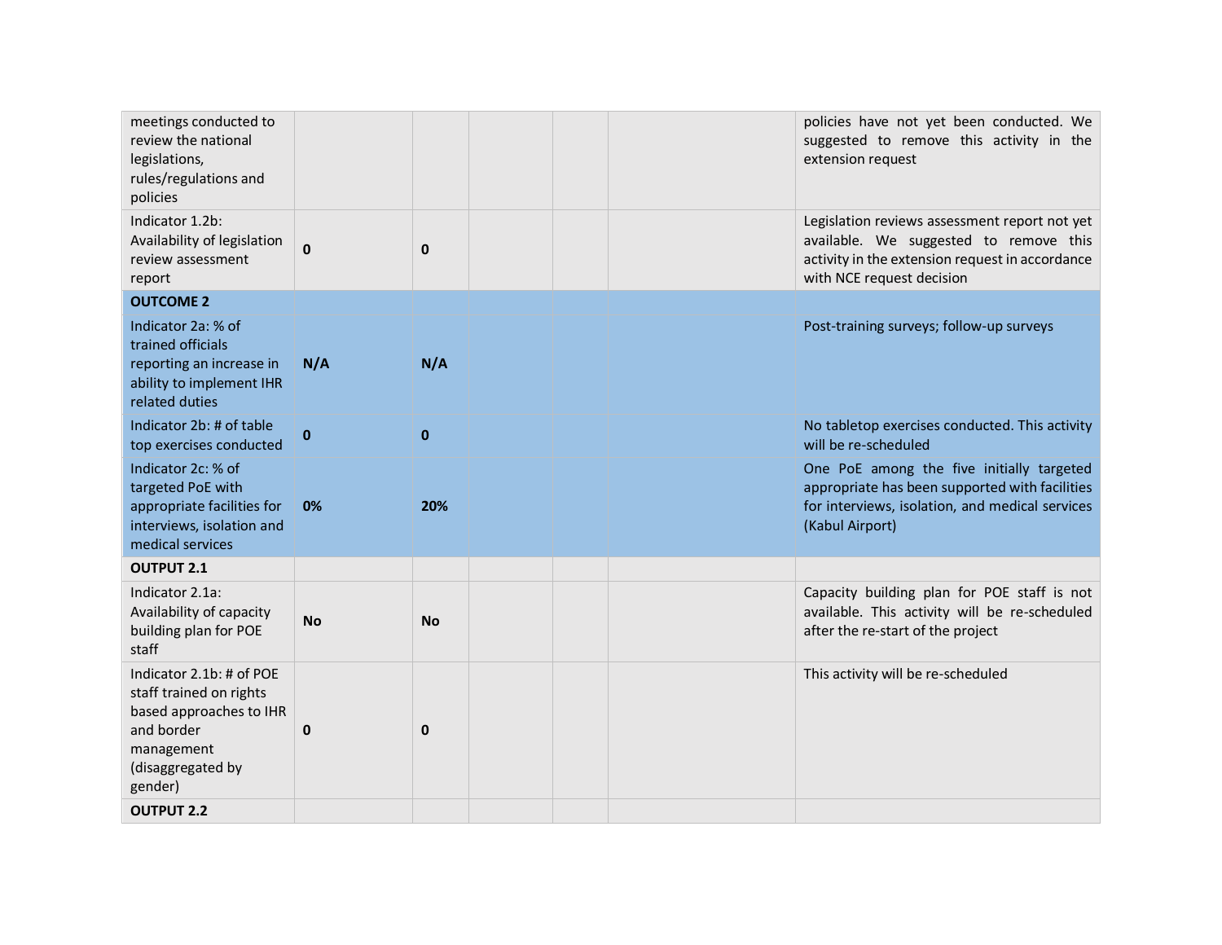| | | | | | | |
|---|---|---|---|---|---|---|
| meetings conducted to review the national legislations, rules/regulations and policies | | | | | | policies have not yet been conducted. We suggested to remove this activity in the extension request |
| Indicator 1.2b: Availability of legislation review assessment report | **0** | **0** | | | | Legislation reviews assessment report not yet available. We suggested to remove this activity in the extension request in accordance with NCE request decision |
| **OUTCOME 2** | | | | | | |
| Indicator 2a: % of trained officials reporting an increase in ability to implement IHR related duties | **N/A** | **N/A** | | | | Post-training surveys; follow-up surveys |
| Indicator 2b: # of table top exercises conducted | **0** | **0** | | | | No tabletop exercises conducted. This activity will be re-scheduled |
| Indicator 2c: % of targeted PoE with appropriate facilities for interviews, isolation and medical services | **0%** | **20%** | | | | One PoE among the five initially targeted appropriate has been supported with facilities for interviews, isolation, and medical services (Kabul Airport) |
| **OUTPUT 2.1** | | | | | | |
| Indicator 2.1a: Availability of capacity building plan for POE staff | **No** | **No** | | | | Capacity building plan for POE staff is not available. This activity will be re-scheduled after the re-start of the project |
| Indicator 2.1b: # of POE staff trained on rights based approaches to IHR and border management (disaggregated by gender) | **0** | **0** | | | | This activity will be re-scheduled |
| **OUTPUT 2.2** | | | | | | |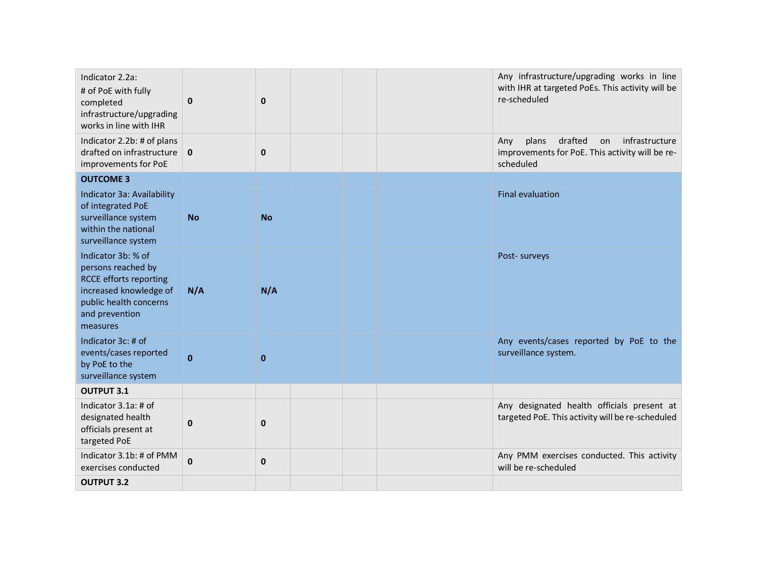| | | | | | | |
|---|---|---|---|---|---|---|
| Indicator 2.2a: # of PoE with fully completed infrastructure/upgrading works in line with IHR | **0** | **0** | | | | Any infrastructure/upgrading works in line with IHR at targeted PoEs. This activity will be re-scheduled |
| Indicator 2.2b: # of plans drafted on infrastructure improvements for PoE | **0** | **0** | | | | Any plans drafted on infrastructure improvements for PoE. This activity will be re-scheduled |
| **OUTCOME 3** | | | | | | |
| Indicator 3a: Availability of integrated PoE surveillance system within the national surveillance system | **No** | **No** | | | | Final evaluation |
| Indicator 3b: % of persons reached by RCCE efforts reporting increased knowledge of public health concerns and prevention measures | **N/A** | **N/A** | | | | Post- surveys |
| Indicator 3c: # of events/cases reported by PoE to the surveillance system | **0** | **0** | | | | Any events/cases reported by PoE to the surveillance system. |
| **OUTPUT 3.1** | | | | | | |
| Indicator 3.1a: # of designated health officials present at targeted PoE | **0** | **0** | | | | Any designated health officials present at targeted PoE. This activity will be re-scheduled |
| Indicator 3.1b: # of PMM exercises conducted | **0** | **0** | | | | Any PMM exercises conducted. This activity will be re-scheduled |
| **OUTPUT 3.2** | | | | | | |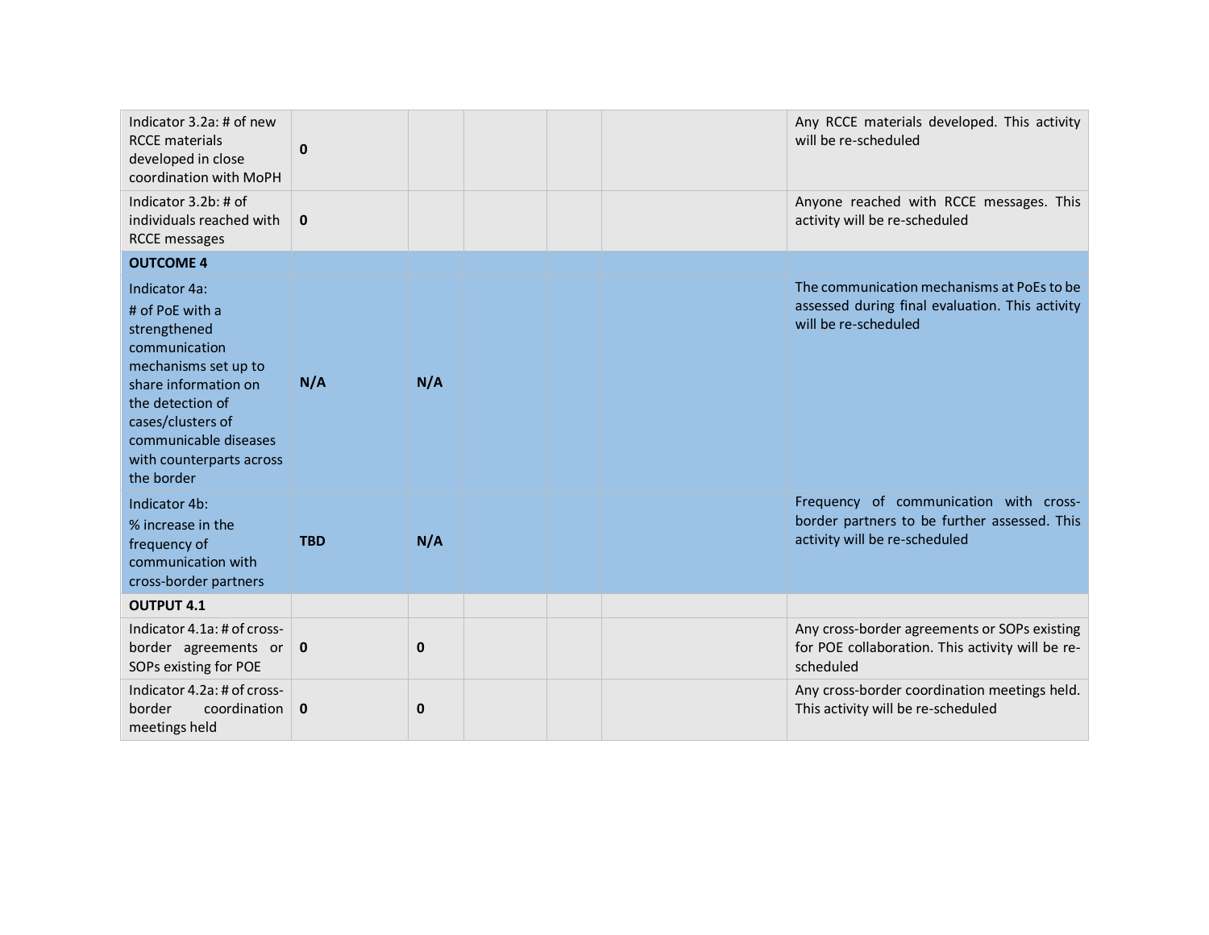| | | | | | | |
|---|---|---|---|---|---|---|
| Indicator 3.2a: # of new RCCE materials developed in close coordination with MoPH | **0** | | | | | Any RCCE materials developed. This activity will be re-scheduled |
| Indicator 3.2b: # of individuals reached with RCCE messages | **0** | | | | | Anyone reached with RCCE messages. This activity will be re-scheduled |
| **OUTCOME 4** Indicator 4a: # of PoE with a strengthened communication mechanisms set up to share information on the detection of cases/clusters of communicable diseases with counterparts across the border | **N/A** | **N/A** | | | | The communication mechanisms at PoEs to be assessed during final evaluation. This activity will be re-scheduled |
| Indicator 4b: % increase in the frequency of communication with cross-border partners | **TBD** | **N/A** | | | | Frequency of communication with cross-border partners to be further assessed. This activity will be re-scheduled |
| **OUTPUT 4.1** | | | | | | |
| Indicator 4.1a: # of cross-border agreements or SOPs existing for POE | **0** | **0** | | | | Any cross-border agreements or SOPs existing for POE collaboration. This activity will be re-scheduled |
| Indicator 4.2a: # of cross-border coordination meetings held | **0** | **0** | | | | Any cross-border coordination meetings held. This activity will be re-scheduled |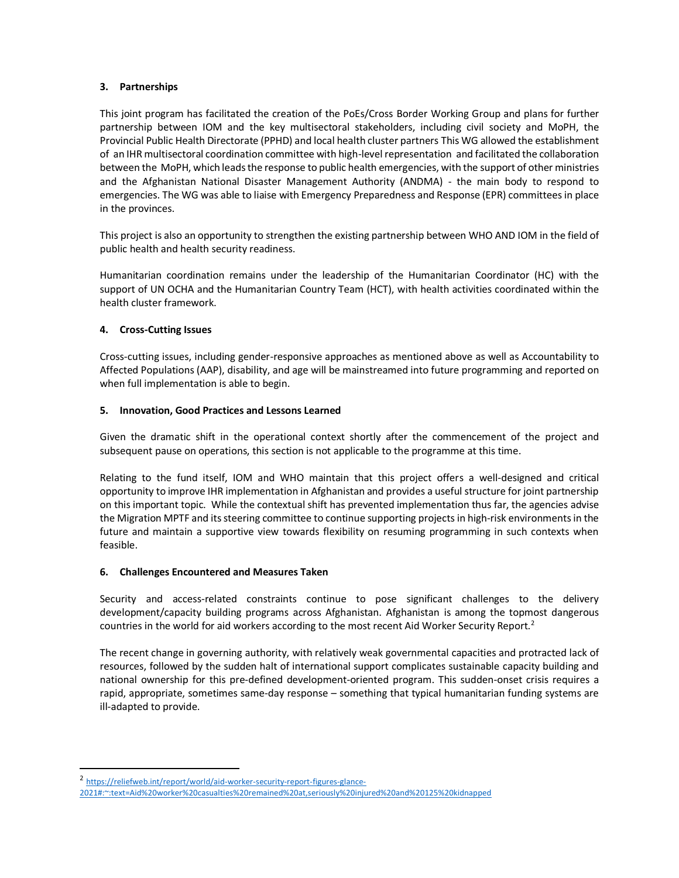## 3. Partnerships

This joint program has facilitated the creation of the PoEs/Cross Border Working Group and plans for further partnership between IOM and the key multisectoral stakeholders, including civil society and MoPH, the Provincial Public Health Directorate (PPHD) and local health cluster partners This WG allowed the establishment of an IHR multisectoral coordination committee with high-level representation and facilitated the collaboration between the MoPH, which leads the response to public health emergencies, with the support of other ministries and the Afghanistan National Disaster Management Authority (ANDMA) - the main body to respond to emergencies. The WG was able to liaise with Emergency Preparedness and Response (EPR) committees in place in the provinces.

This project is also an opportunity to strengthen the existing partnership between WHO AND IOM in the field of public health and health security readiness.

Humanitarian coordination remains under the leadership of the Humanitarian Coordinator (HC) with the support of UN OCHA and the Humanitarian Country Team (HCT), with health activities coordinated within the health cluster framework.

## 4. Cross-Cutting Issues

Cross-cutting issues, including gender-responsive approaches as mentioned above as well as Accountability to Affected Populations (AAP), disability, and age will be mainstreamed into future programming and reported on when full implementation is able to begin.

## 5. Innovation, Good Practices and Lessons Learned

Given the dramatic shift in the operational context shortly after the commencement of the project and subsequent pause on operations, this section is not applicable to the programme at this time.

Relating to the fund itself, IOM and WHO maintain that this project offers a well-designed and critical opportunity to improve IHR implementation in Afghanistan and provides a useful structure for joint partnership on this important topic. While the contextual shift has prevented implementation thus far, the agencies advise the Migration MPTF and its steering committee to continue supporting projects in high-risk environments in the future and maintain a supportive view towards flexibility on resuming programming in such contexts when feasible.

## 6. Challenges Encountered and Measures Taken

Security and access-related constraints continue to pose significant challenges to the delivery development/capacity building programs across Afghanistan. Afghanistan is among the topmost dangerous countries in the world for aid workers according to the most recent Aid Worker Security Report.[2]

The recent change in governing authority, with relatively weak governmental capacities and protracted lack of resources, followed by the sudden halt of international support complicates sustainable capacity building and national ownership for this pre-defined development-oriented program. This sudden-onset crisis requires a rapid, appropriate, sometimes same-day response – something that typical humanitarian funding systems are ill-adapted to provide.

---

[2] https://reliefweb.int/report/world/aid-worker-security-report-figures-glance-2021#:~:text=Aid%20worker%20casualties%20remained%20at,seriously%20injured%20and%20125%20kidnapped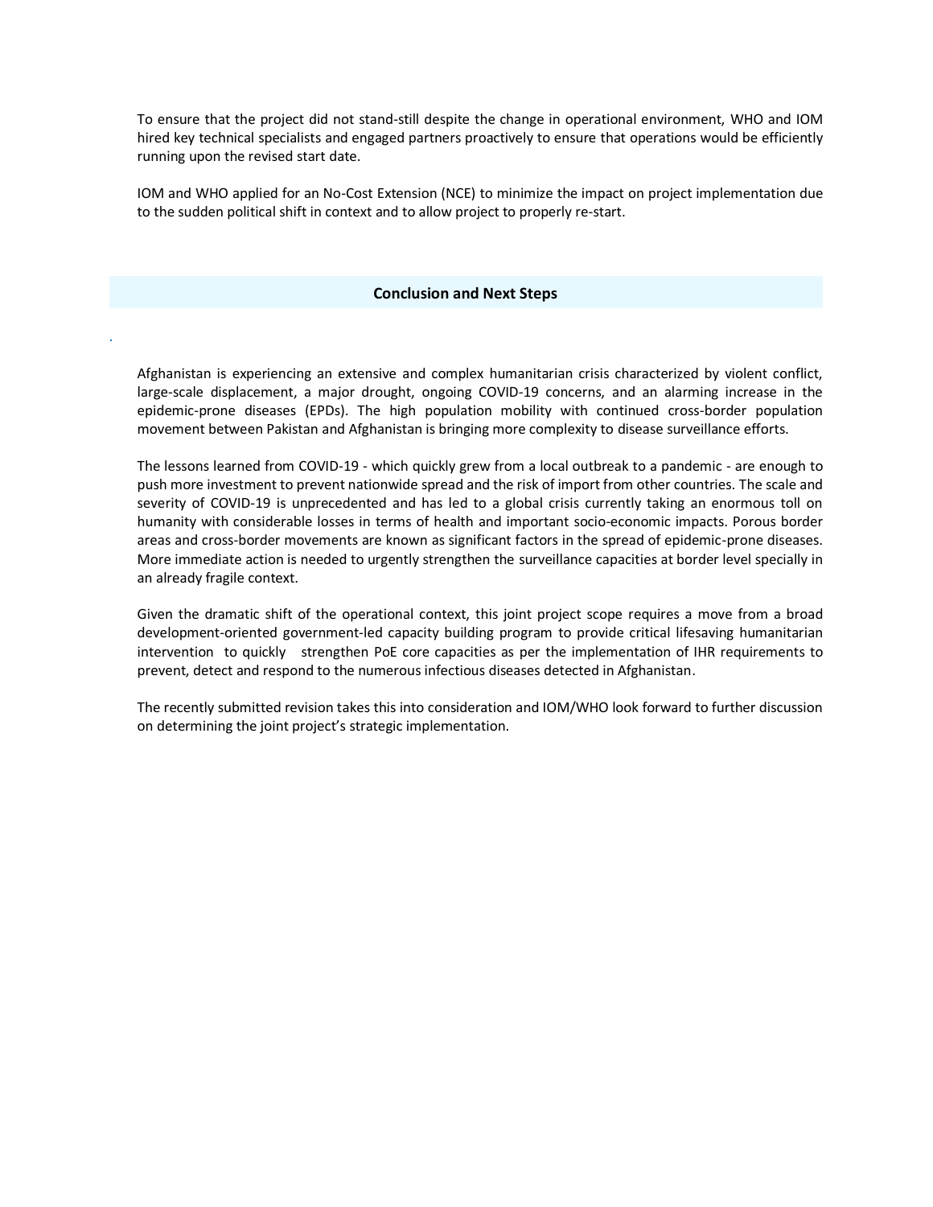To ensure that the project did not stand-still despite the change in operational environment, WHO and IOM hired key technical specialists and engaged partners proactively to ensure that operations would be efficiently running upon the revised start date.

IOM and WHO applied for an No-Cost Extension (NCE) to minimize the impact on project implementation due to the sudden political shift in context and to allow project to properly re-start.

## Conclusion and Next Steps

Afghanistan is experiencing an extensive and complex humanitarian crisis characterized by violent conflict, large-scale displacement, a major drought, ongoing COVID-19 concerns, and an alarming increase in the epidemic-prone diseases (EPDs). The high population mobility with continued cross-border population movement between Pakistan and Afghanistan is bringing more complexity to disease surveillance efforts.

The lessons learned from COVID-19 - which quickly grew from a local outbreak to a pandemic - are enough to push more investment to prevent nationwide spread and the risk of import from other countries. The scale and severity of COVID-19 is unprecedented and has led to a global crisis currently taking an enormous toll on humanity with considerable losses in terms of health and important socio-economic impacts. Porous border areas and cross-border movements are known as significant factors in the spread of epidemic-prone diseases. More immediate action is needed to urgently strengthen the surveillance capacities at border level specially in an already fragile context.

Given the dramatic shift of the operational context, this joint project scope requires a move from a broad development-oriented government-led capacity building program to provide critical lifesaving humanitarian intervention to quickly strengthen PoE core capacities as per the implementation of IHR requirements to prevent, detect and respond to the numerous infectious diseases detected in Afghanistan.

The recently submitted revision takes this into consideration and IOM/WHO look forward to further discussion on determining the joint project's strategic implementation.